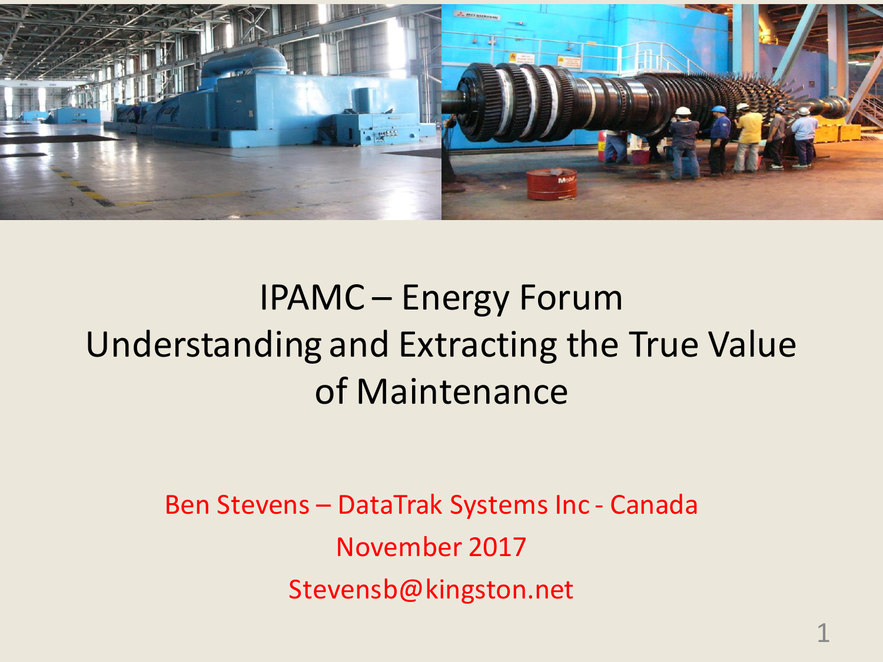# IPAMC – Energy Forum
# Understanding and Extracting the True Value of Maintenance

Ben Stevens – DataTrak Systems Inc - Canada

November 2017

Stevensb@kingston.net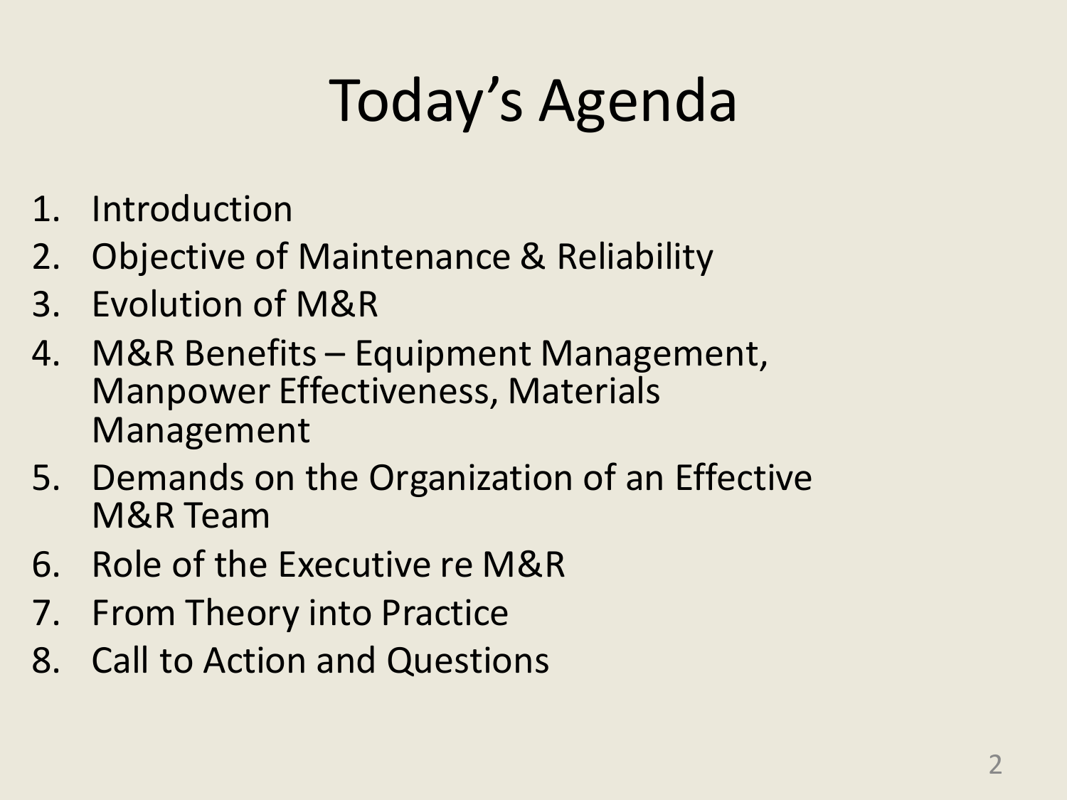# Today's Agenda

1. Introduction
2. Objective of Maintenance & Reliability
3. Evolution of M&R
4. M&R Benefits – Equipment Management, Manpower Effectiveness, Materials Management
5. Demands on the Organization of an Effective M&R Team
6. Role of the Executive re M&R
7. From Theory into Practice
8. Call to Action and Questions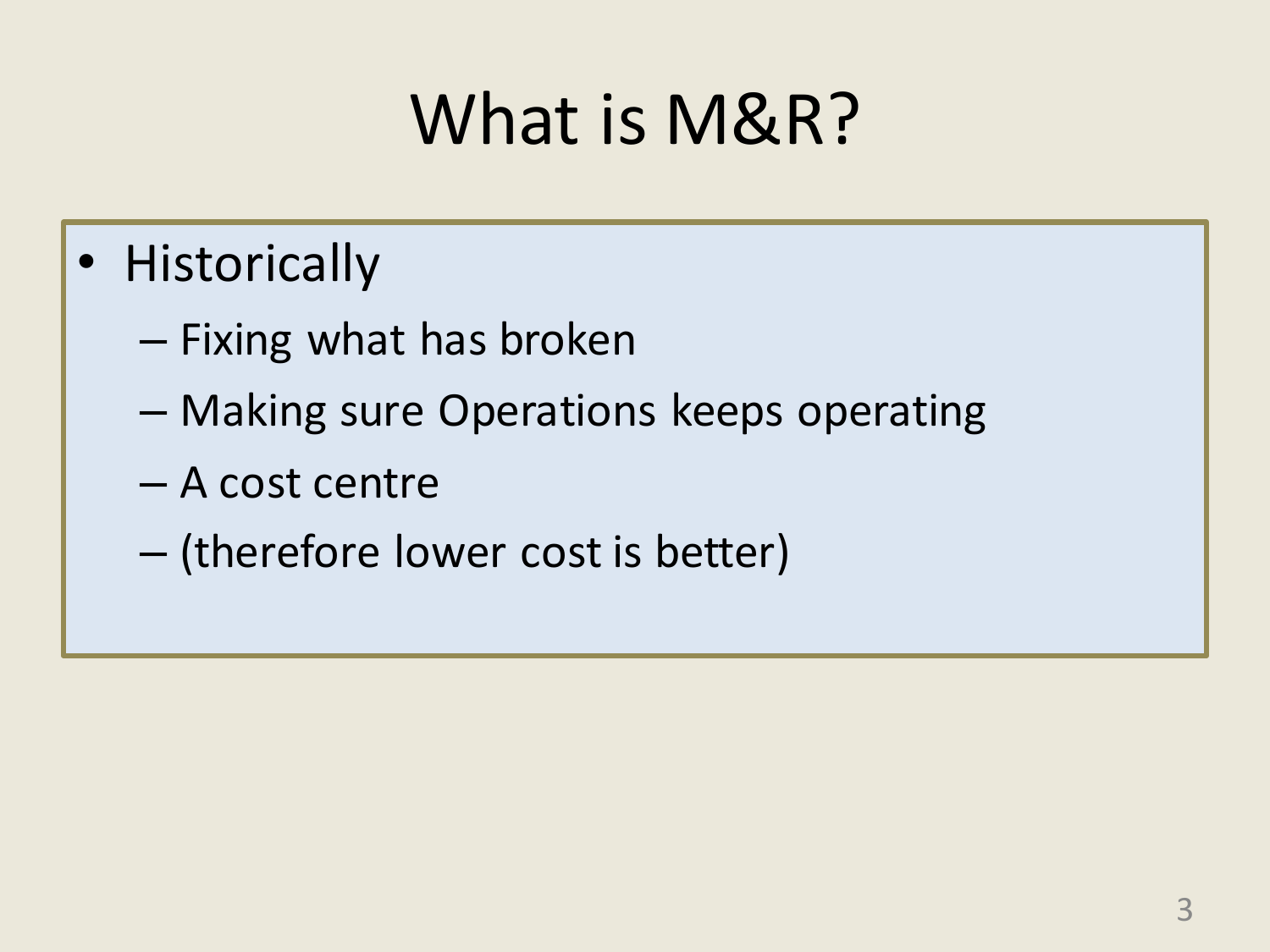# What is M&R?

- Historically
  - Fixing what has broken
  - Making sure Operations keeps operating
  - A cost centre
  - (therefore lower cost is better)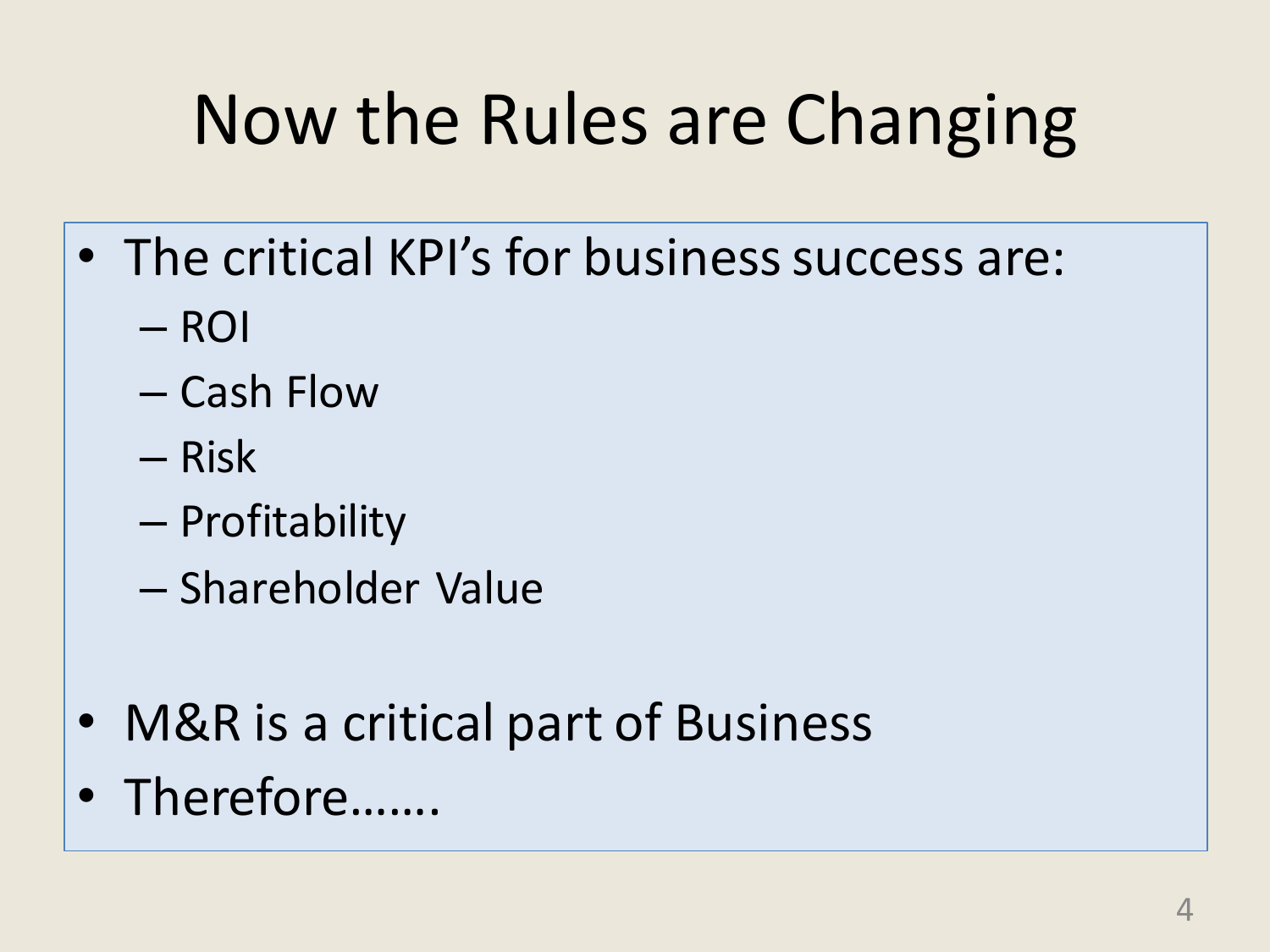# Now the Rules are Changing

- The critical KPI's for business success are:
  - ROI
  - Cash Flow
  - Risk
  - Profitability
  - Shareholder Value
- M&R is a critical part of Business
- Therefore…….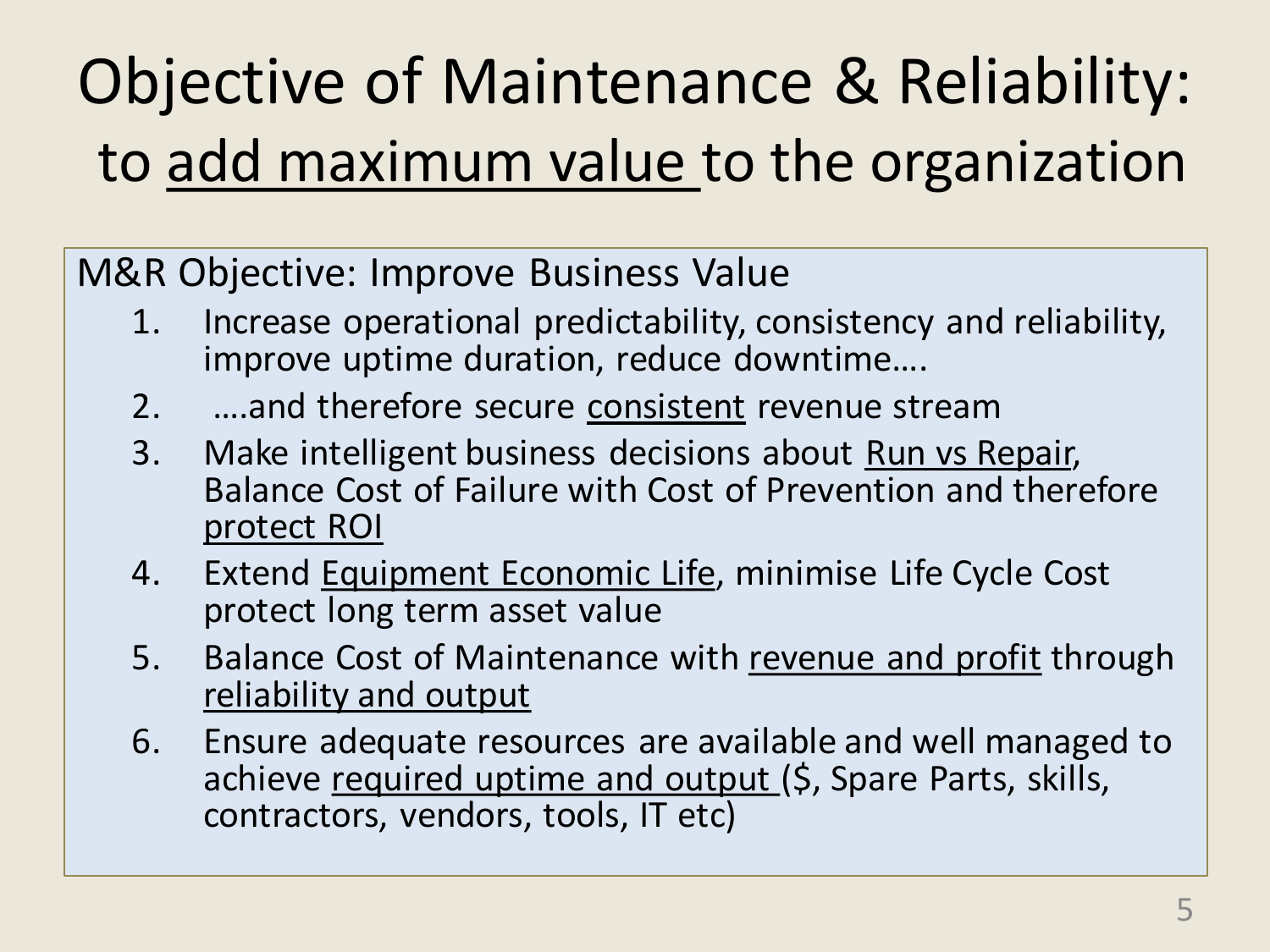# Objective of Maintenance & Reliability: to add maximum value to the organization

M&R Objective: Improve Business Value

1. Increase operational predictability, consistency and reliability, improve uptime duration, reduce downtime….
2. ….and therefore secure consistent revenue stream
3. Make intelligent business decisions about Run vs Repair, Balance Cost of Failure with Cost of Prevention and therefore protect ROI
4. Extend Equipment Economic Life, minimise Life Cycle Cost protect long term asset value
5. Balance Cost of Maintenance with revenue and profit through reliability and output
6. Ensure adequate resources are available and well managed to achieve required uptime and output ($, Spare Parts, skills, contractors, vendors, tools, IT etc)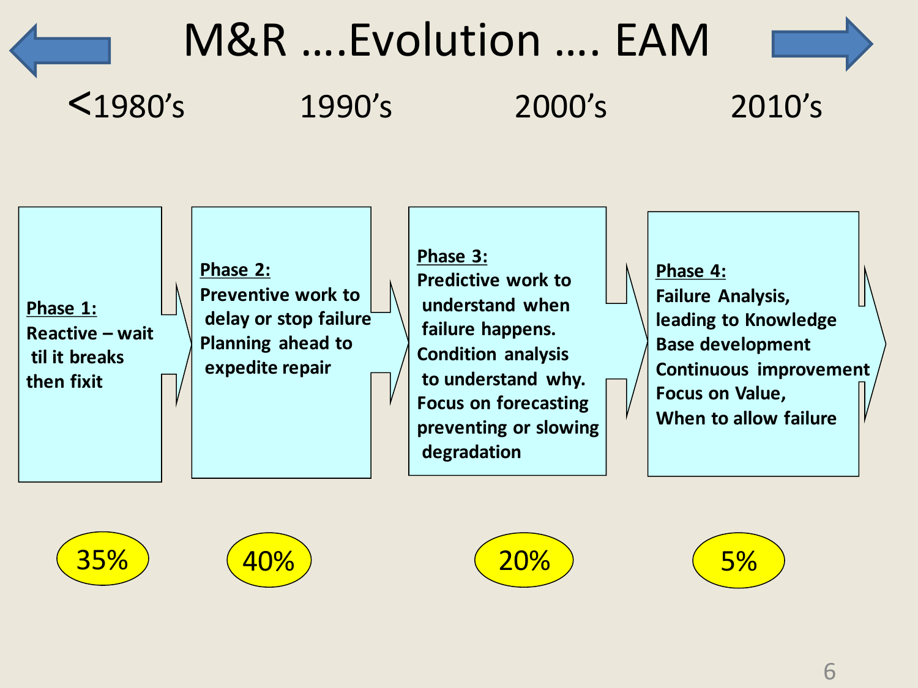# M&R ….Evolution …. EAM

| <1980's | 1990's | 2000's | 2010's |
| --- | --- | --- | --- |
| **Phase 1:** Reactive – wait til it breaks then fixit | **Phase 2:** Preventive work to delay or stop failure Planning ahead to expedite repair | **Phase 3:** Predictive work to understand when failure happens. Condition analysis to understand why. Focus on forecasting preventing or slowing degradation | **Phase 4:** Failure Analysis, leading to Knowledge Base development Continuous improvement Focus on Value, When to allow failure |
| 35% | 40% | 20% | 5% |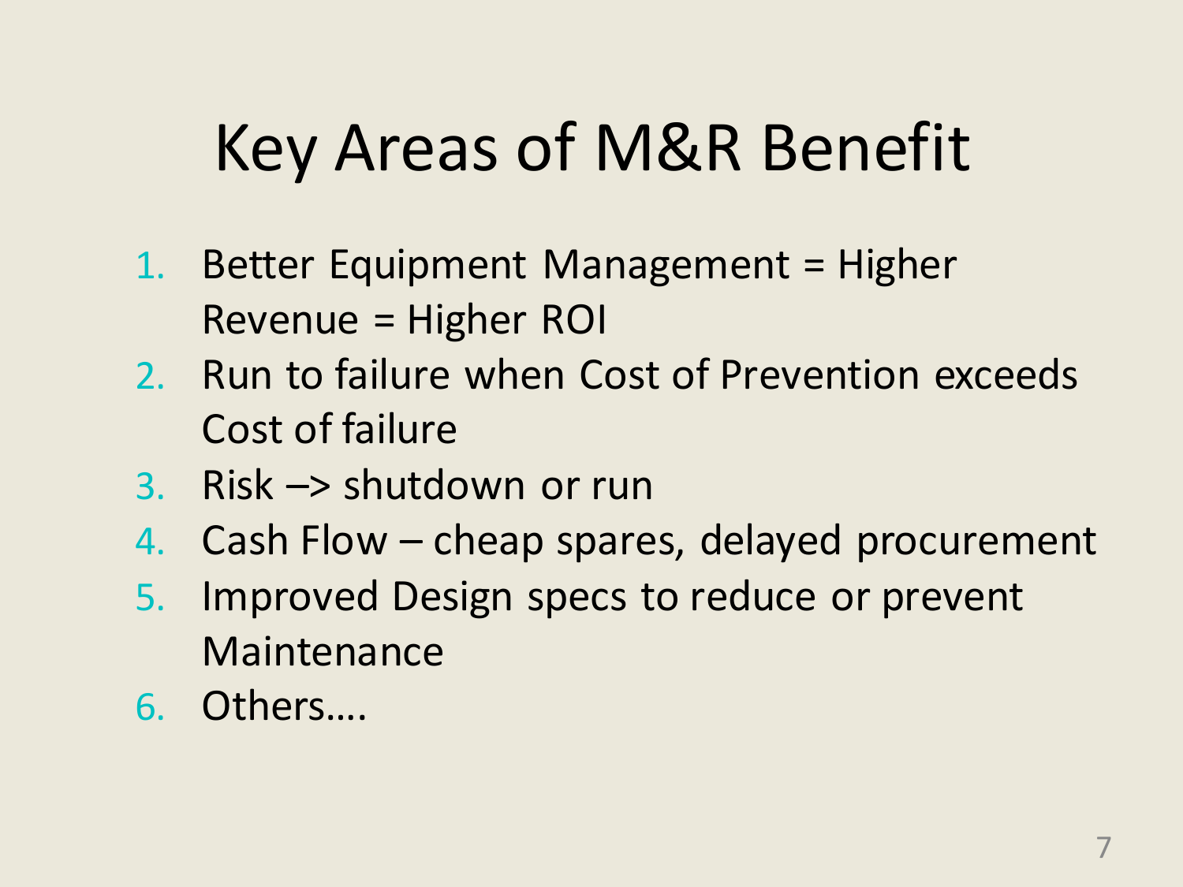# Key Areas of M&R Benefit

1. Better Equipment Management = Higher Revenue = Higher ROI
2. Run to failure when Cost of Prevention exceeds Cost of failure
3. Risk –> shutdown or run
4. Cash Flow – cheap spares, delayed procurement
5. Improved Design specs to reduce or prevent Maintenance
6. Others….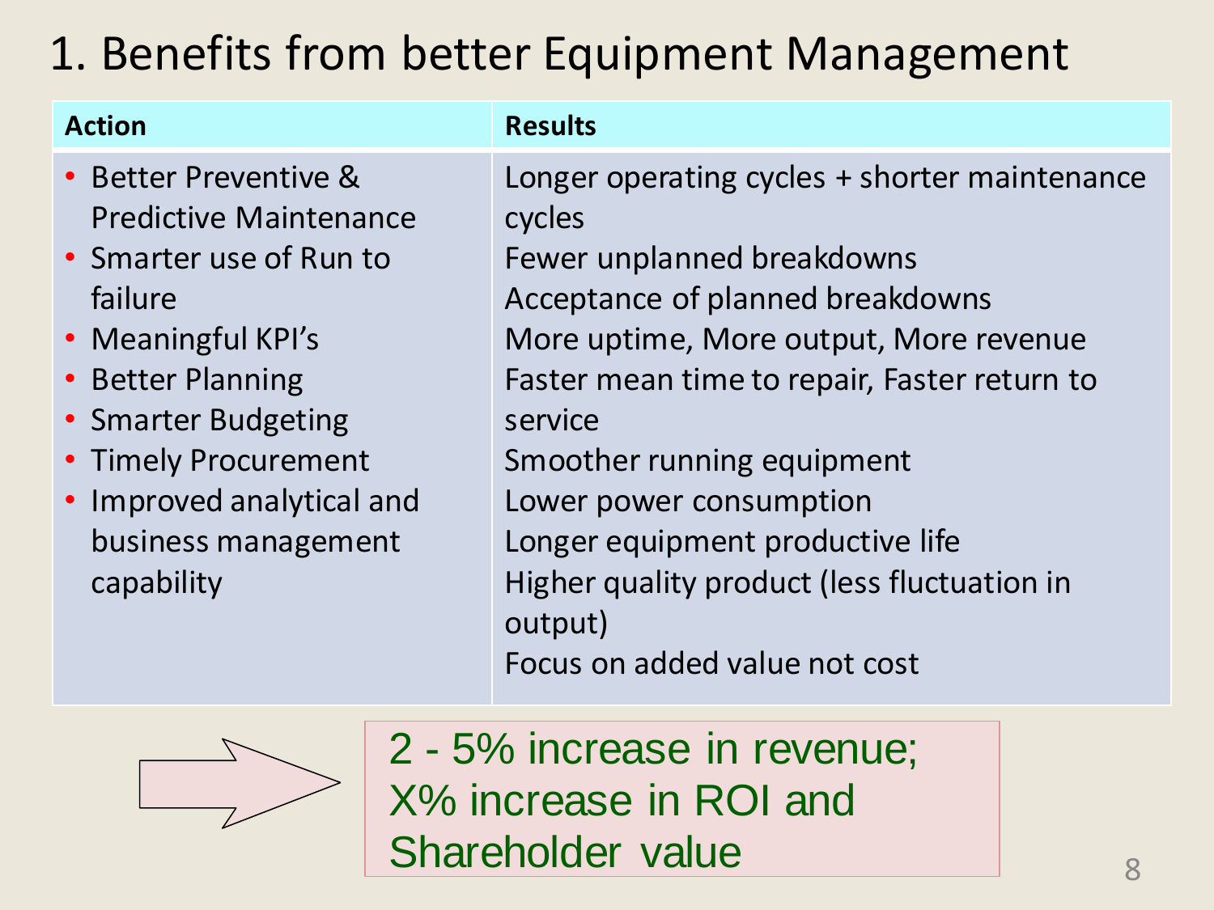# 1. Benefits from better Equipment Management

| Action | Results |
| --- | --- |
| • Better Preventive & Predictive Maintenance<br>• Smarter use of Run to failure<br>• Meaningful KPI's<br>• Better Planning<br>• Smarter Budgeting<br>• Timely Procurement<br>• Improved analytical and business management capability | Longer operating cycles + shorter maintenance cycles<br>Fewer unplanned breakdowns<br>Acceptance of planned breakdowns<br>More uptime, More output, More revenue<br>Faster mean time to repair, Faster return to service<br>Smoother running equipment<br>Lower power consumption<br>Longer equipment productive life<br>Higher quality product (less fluctuation in output)<br>Focus on added value not cost |

→ 2 - 5% increase in revenue;
X% increase in ROI and
Shareholder value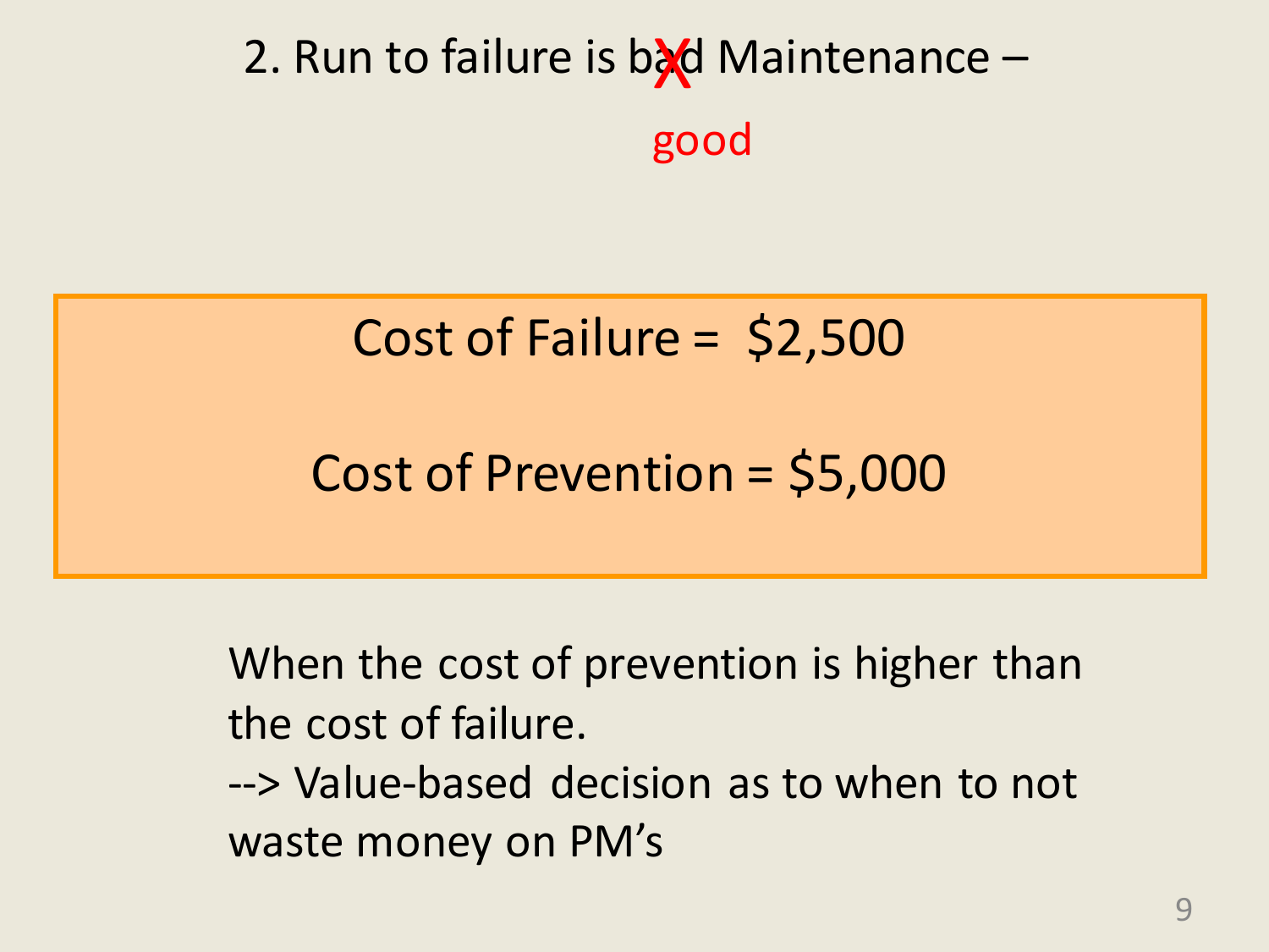## 2. Run to failure is ~~bad~~ good Maintenance –

Cost of Failure = $2,500

Cost of Prevention = $5,000

When the cost of prevention is higher than the cost of failure.

--> Value-based decision as to when to not waste money on PM's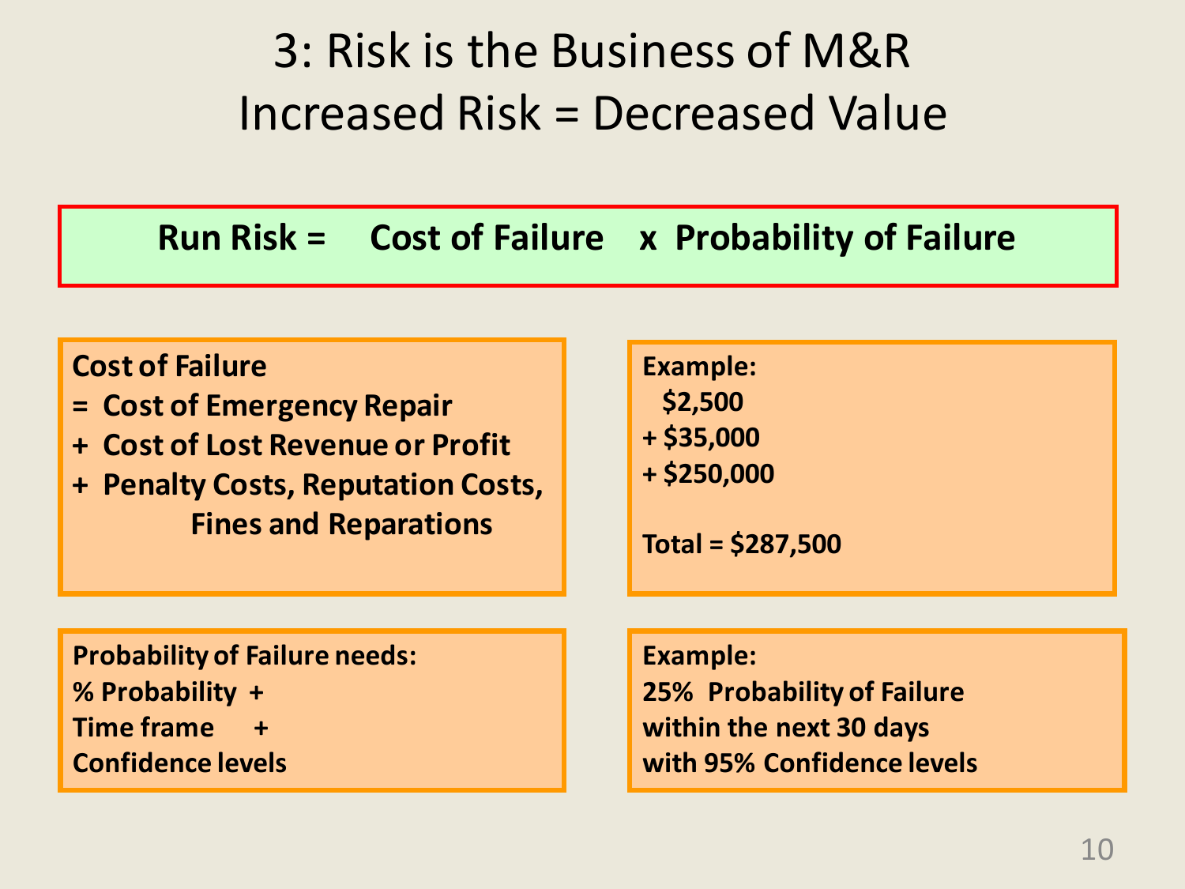# 3: Risk is the Business of M&R
# Increased Risk = Decreased Value

**Run Risk = Cost of Failure x Probability of Failure**

**Cost of Failure**
**= Cost of Emergency Repair**
**+ Cost of Lost Revenue or Profit**
**+ Penalty Costs, Reputation Costs, Fines and Reparations**

**Example:**
**$2,500**
**+ $35,000**
**+ $250,000**

**Total = $287,500**

**Probability of Failure needs:**
**% Probability +**
**Time frame +**
**Confidence levels**

**Example:**
**25% Probability of Failure**
**within the next 30 days**
**with 95% Confidence levels**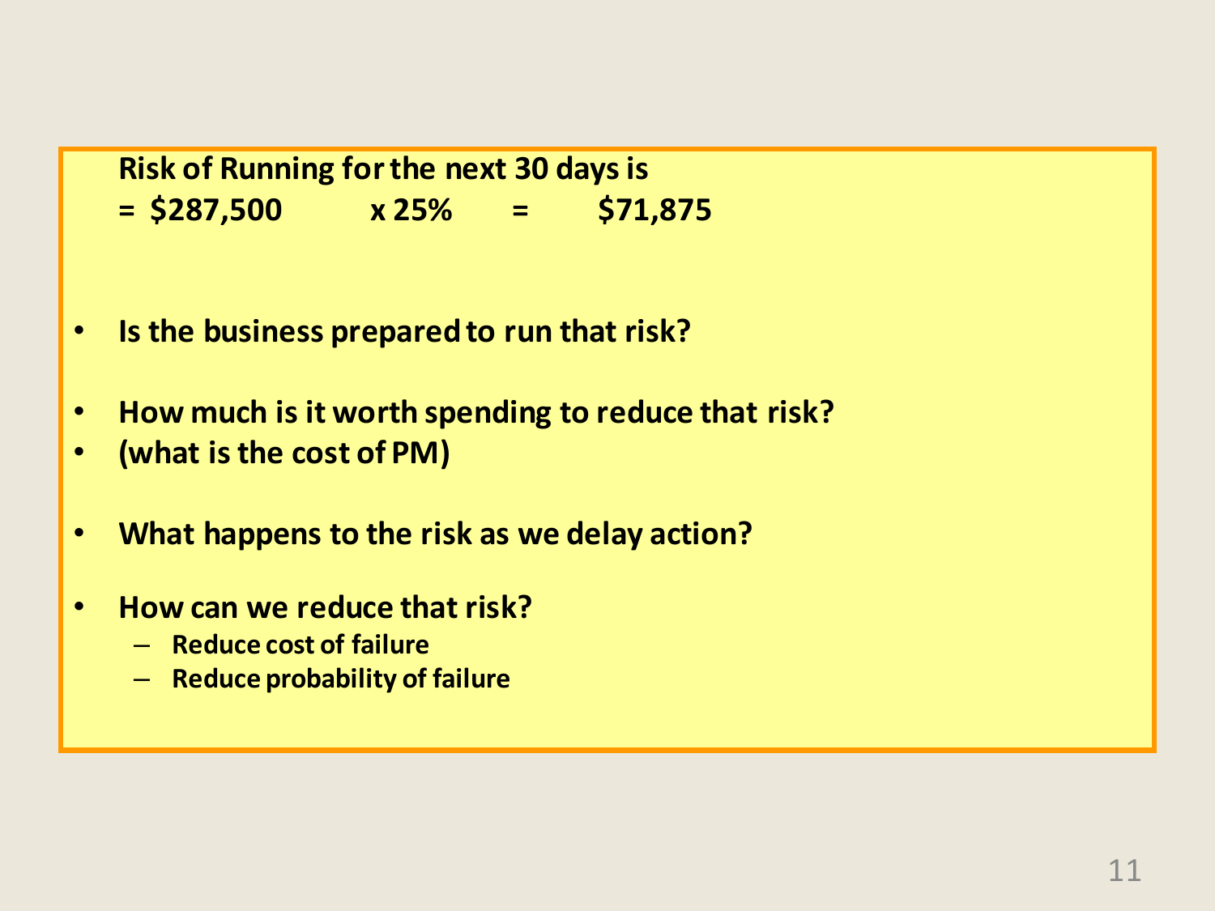**Risk of Running for the next 30 days is**

**= \$287,500 x 25% = \$71,875**

- **Is the business prepared to run that risk?**
- **How much is it worth spending to reduce that risk?**
- **(what is the cost of PM)**
- **What happens to the risk as we delay action?**
- **How can we reduce that risk?**
  - **Reduce cost of failure**
  - **Reduce probability of failure**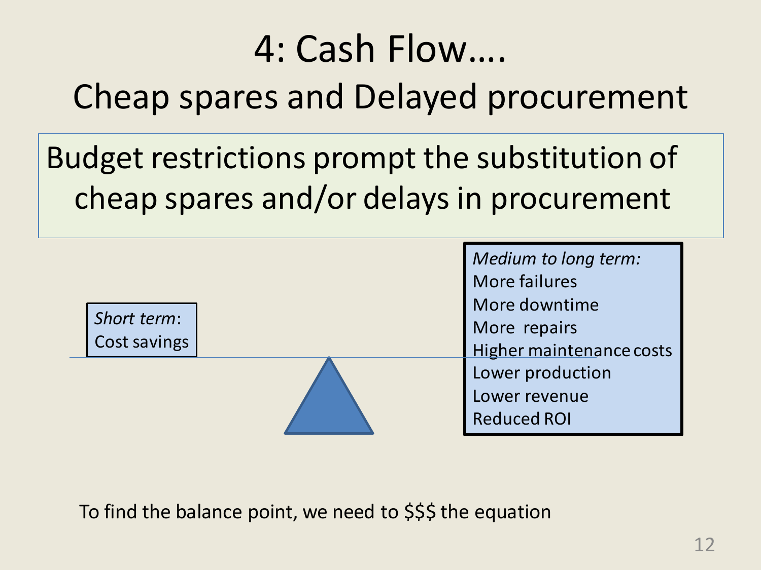# 4: Cash Flow….

## Cheap spares and Delayed procurement

Budget restrictions prompt the substitution of cheap spares and/or delays in procurement

*Short term*:
Cost savings

*Medium to long term:*
More failures
More downtime
More repairs
Higher maintenance costs
Lower production
Lower revenue
Reduced ROI

To find the balance point, we need to $$$ the equation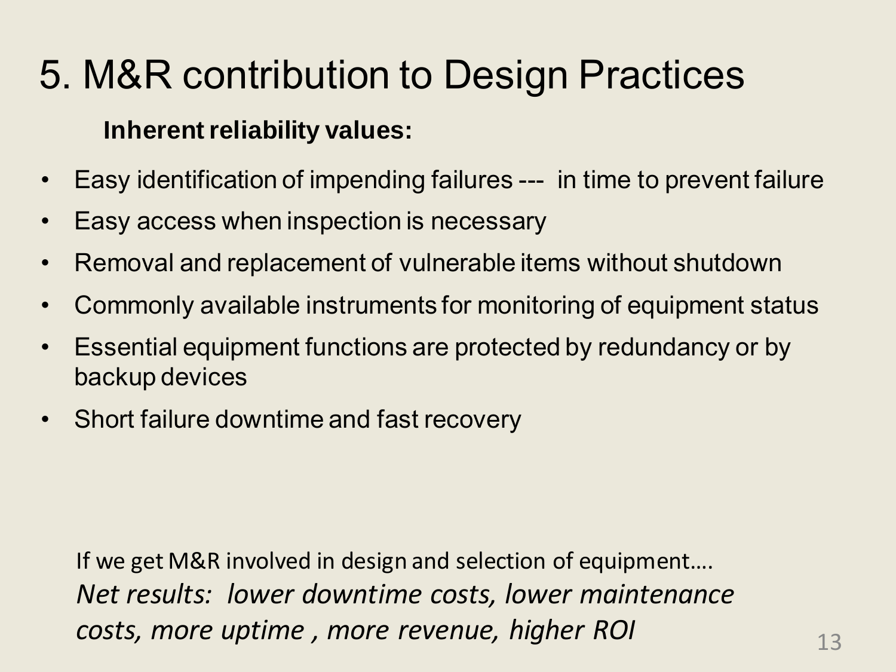# 5. M&R contribution to Design Practices

**Inherent reliability values:**

- Easy identification of impending failures --- in time to prevent failure
- Easy access when inspection is necessary
- Removal and replacement of vulnerable items without shutdown
- Commonly available instruments for monitoring of equipment status
- Essential equipment functions are protected by redundancy or by backup devices
- Short failure downtime and fast recovery

If we get M&R involved in design and selection of equipment….
*Net results: lower downtime costs, lower maintenance costs, more uptime , more revenue, higher ROI*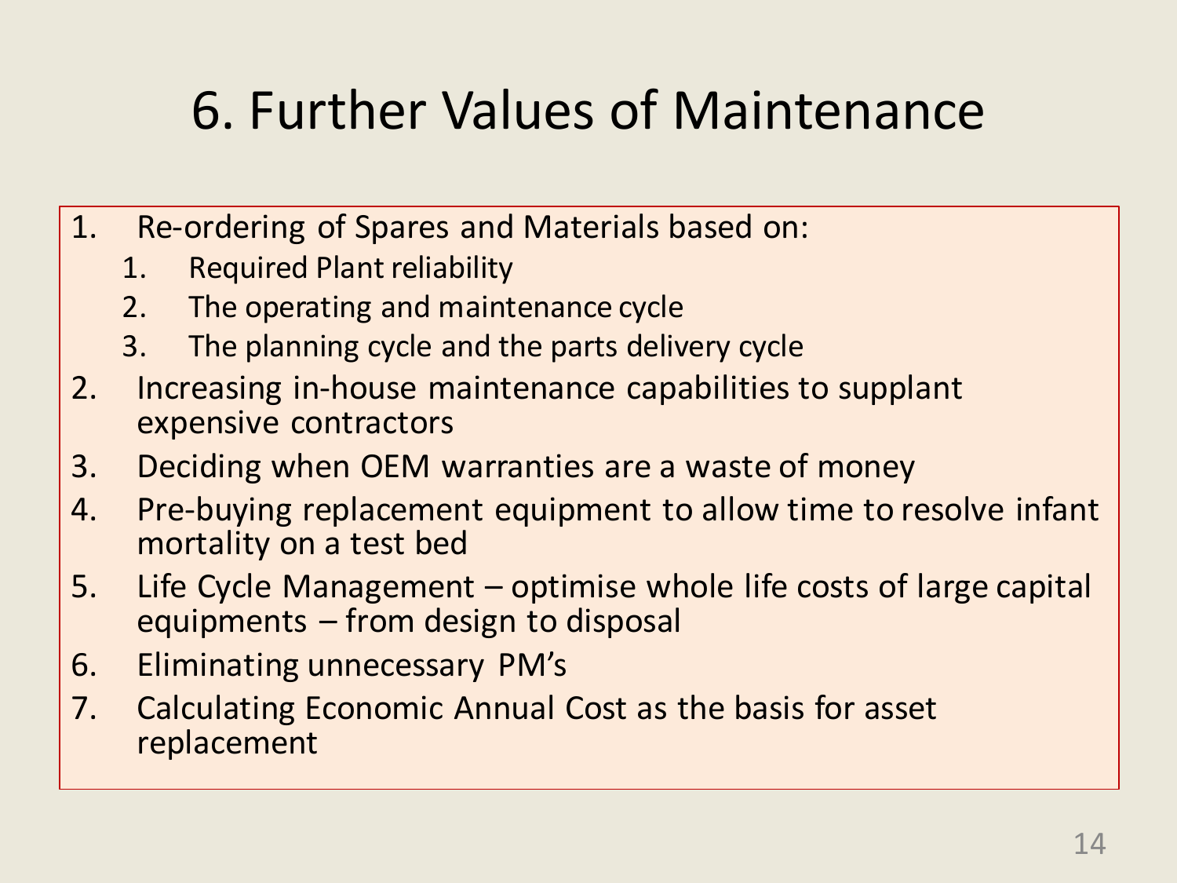# 6. Further Values of Maintenance

1. Re-ordering of Spares and Materials based on:
    1. Required Plant reliability
    2. The operating and maintenance cycle
    3. The planning cycle and the parts delivery cycle
2. Increasing in-house maintenance capabilities to supplant expensive contractors
3. Deciding when OEM warranties are a waste of money
4. Pre-buying replacement equipment to allow time to resolve infant mortality on a test bed
5. Life Cycle Management – optimise whole life costs of large capital equipments – from design to disposal
6. Eliminating unnecessary PM's
7. Calculating Economic Annual Cost as the basis for asset replacement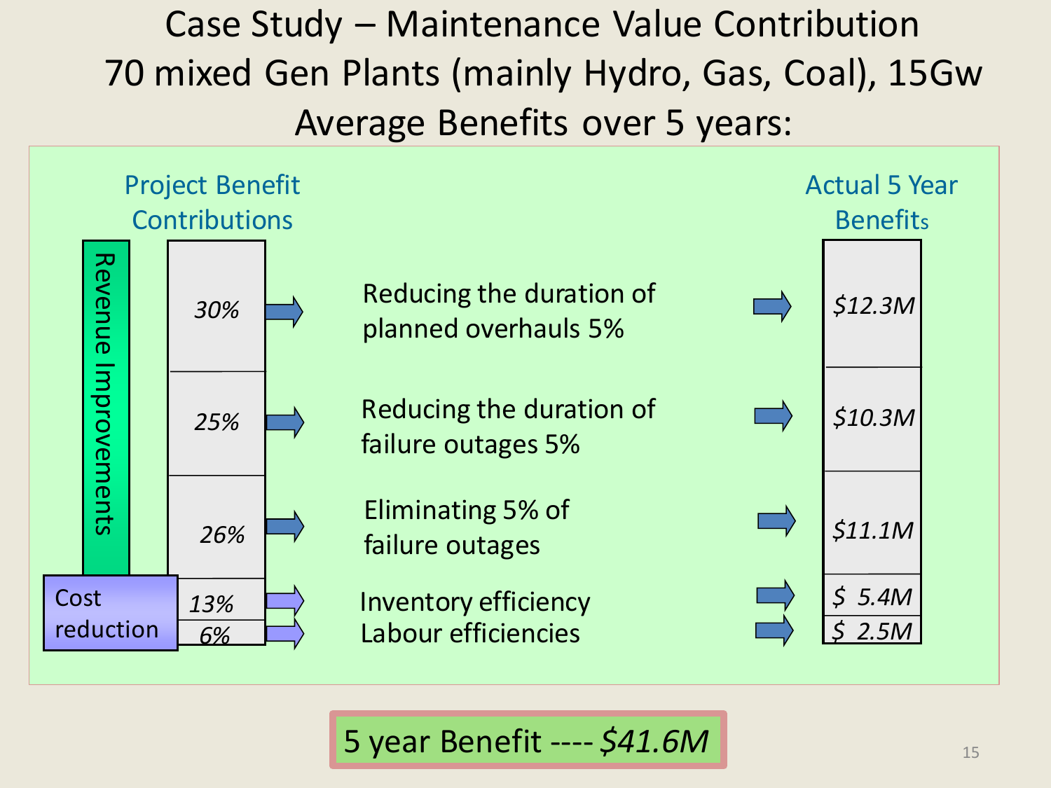# Case Study – Maintenance Value Contribution
## 70 mixed Gen Plants (mainly Hydro, Gas, Coal), 15Gw
## Average Benefits over 5 years:

| Category | Project Benefit Contributions | Initiative | Actual 5 Year Benefits |
|---|---|---|---|
| Revenue Improvements | *30%* | Reducing the duration of planned overhauls 5% | *$12.3M* |
| Revenue Improvements | *25%* | Reducing the duration of failure outages 5% | *$10.3M* |
| Revenue Improvements | *26%* | Eliminating 5% of failure outages | *$11.1M* |
| Cost reduction | *13%* | Inventory efficiency | *$ 5.4M* |
| Cost reduction | *6%* | Labour efficiencies | *$ 2.5M* |

**5 year Benefit ---- *$41.6M***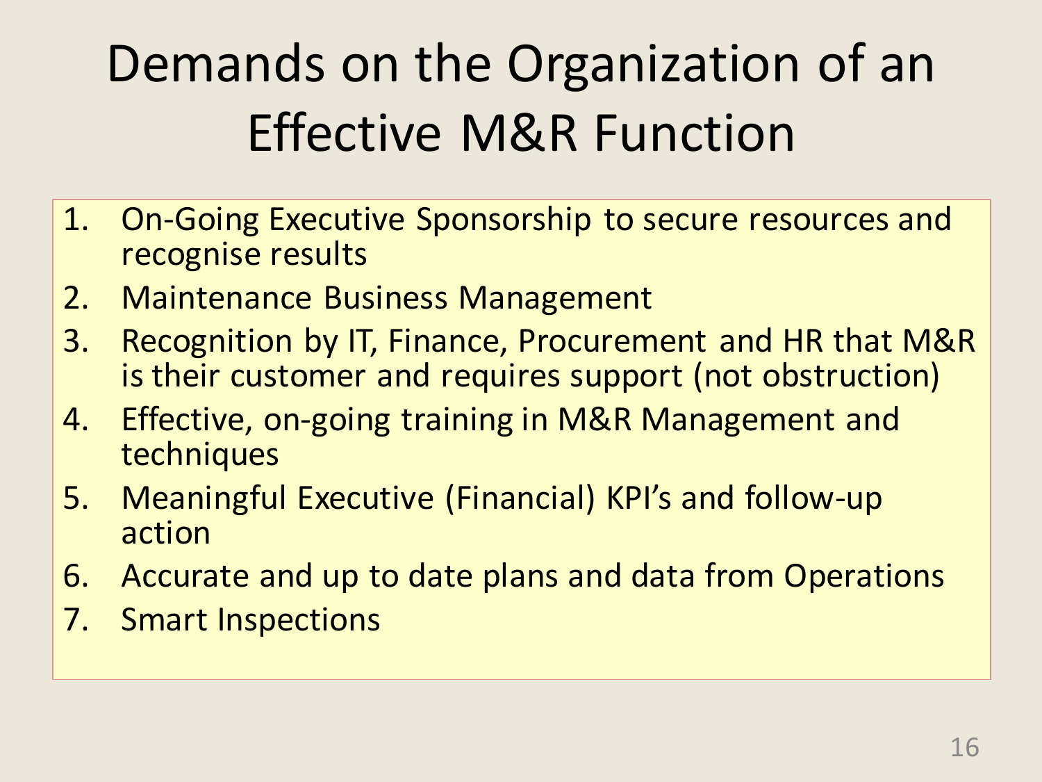# Demands on the Organization of an Effective M&R Function

1. On-Going Executive Sponsorship to secure resources and recognise results
2. Maintenance Business Management
3. Recognition by IT, Finance, Procurement and HR that M&R is their customer and requires support (not obstruction)
4. Effective, on-going training in M&R Management and techniques
5. Meaningful Executive (Financial) KPI's and follow-up action
6. Accurate and up to date plans and data from Operations
7. Smart Inspections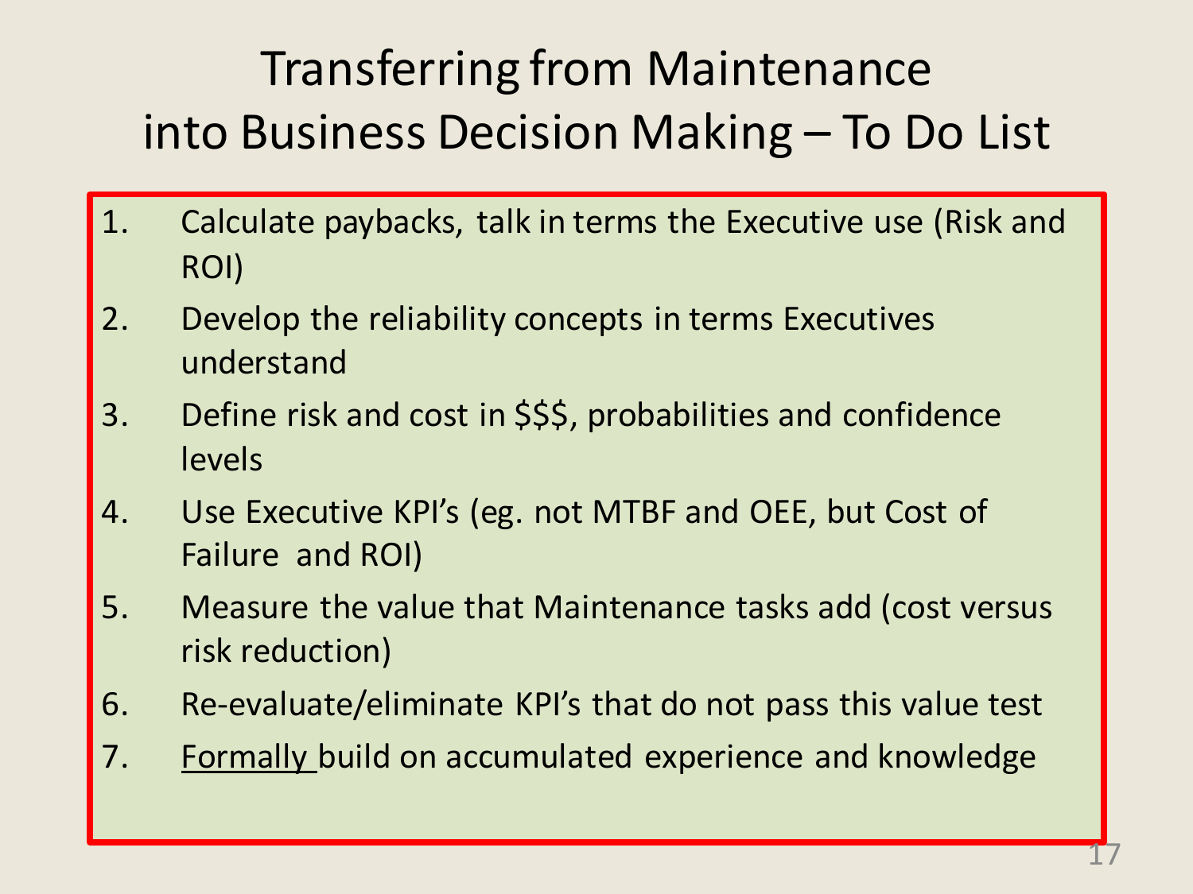# Transferring from Maintenance into Business Decision Making – To Do List

1. Calculate paybacks, talk in terms the Executive use (Risk and ROI)
2. Develop the reliability concepts in terms Executives understand
3. Define risk and cost in $$$, probabilities and confidence levels
4. Use Executive KPI's (eg. not MTBF and OEE, but Cost of Failure and ROI)
5. Measure the value that Maintenance tasks add (cost versus risk reduction)
6. Re-evaluate/eliminate KPI's that do not pass this value test
7. <u>Formally</u> build on accumulated experience and knowledge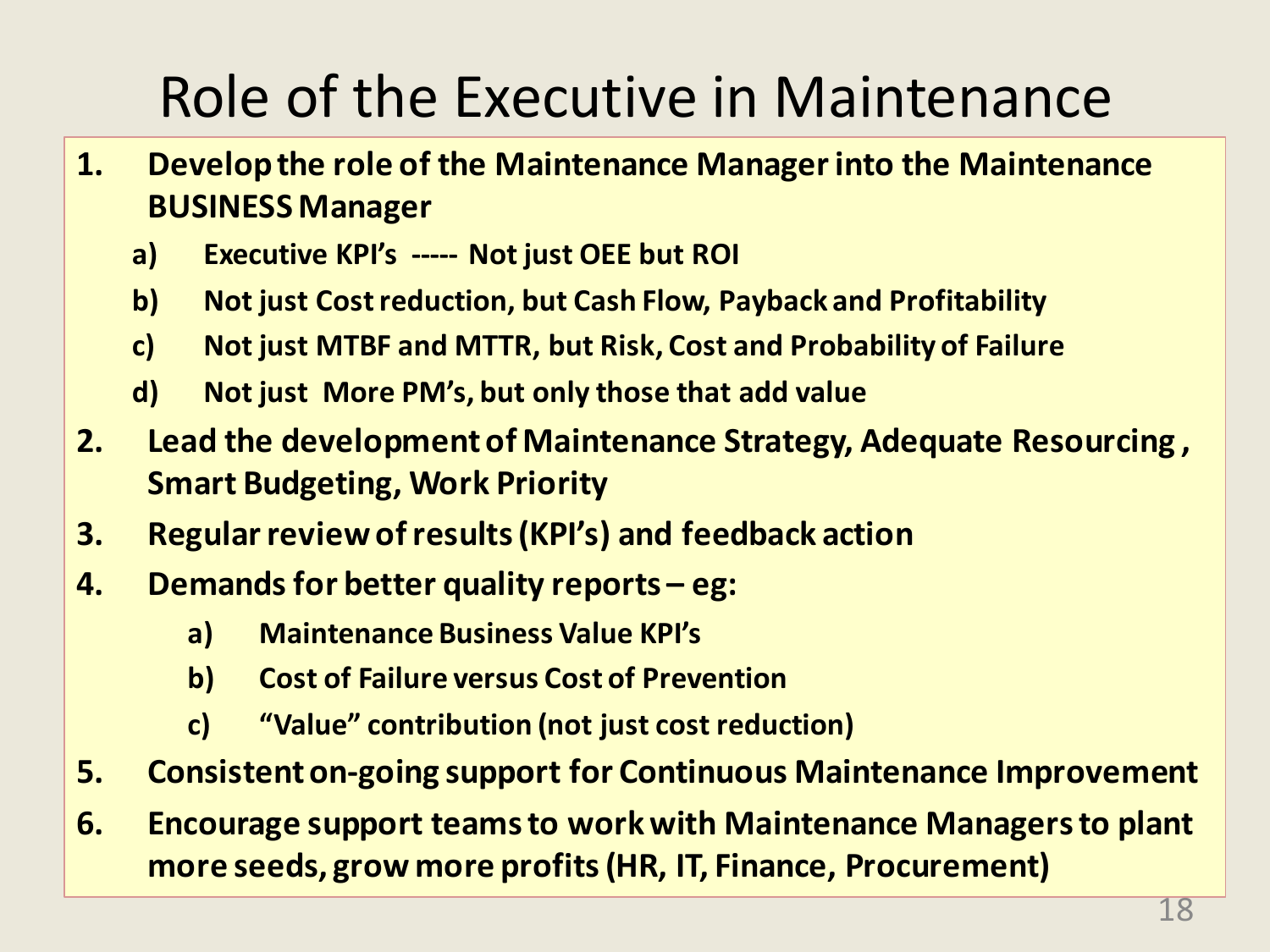# Role of the Executive in Maintenance

1. **Develop the role of the Maintenance Manager into the Maintenance BUSINESS Manager**
   a) **Executive KPI's ----- Not just OEE but ROI**
   b) **Not just Cost reduction, but Cash Flow, Payback and Profitability**
   c) **Not just MTBF and MTTR, but Risk, Cost and Probability of Failure**
   d) **Not just More PM's, but only those that add value**
2. **Lead the development of Maintenance Strategy, Adequate Resourcing , Smart Budgeting, Work Priority**
3. **Regular review of results (KPI's) and feedback action**
4. **Demands for better quality reports – eg:**
   a) **Maintenance Business Value KPI's**
   b) **Cost of Failure versus Cost of Prevention**
   c) **"Value" contribution (not just cost reduction)**
5. **Consistent on-going support for Continuous Maintenance Improvement**
6. **Encourage support teams to work with Maintenance Managers to plant more seeds, grow more profits (HR, IT, Finance, Procurement)**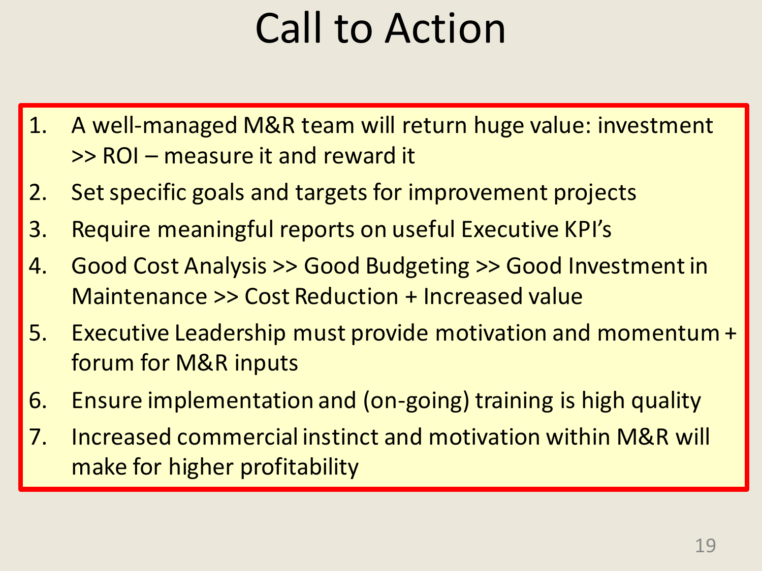# Call to Action

1. A well-managed M&R team will return huge value: investment >> ROI – measure it and reward it
2. Set specific goals and targets for improvement projects
3. Require meaningful reports on useful Executive KPI's
4. Good Cost Analysis >> Good Budgeting >> Good Investment in Maintenance >> Cost Reduction + Increased value
5. Executive Leadership must provide motivation and momentum + forum for M&R inputs
6. Ensure implementation and (on-going) training is high quality
7. Increased commercial instinct and motivation within M&R will make for higher profitability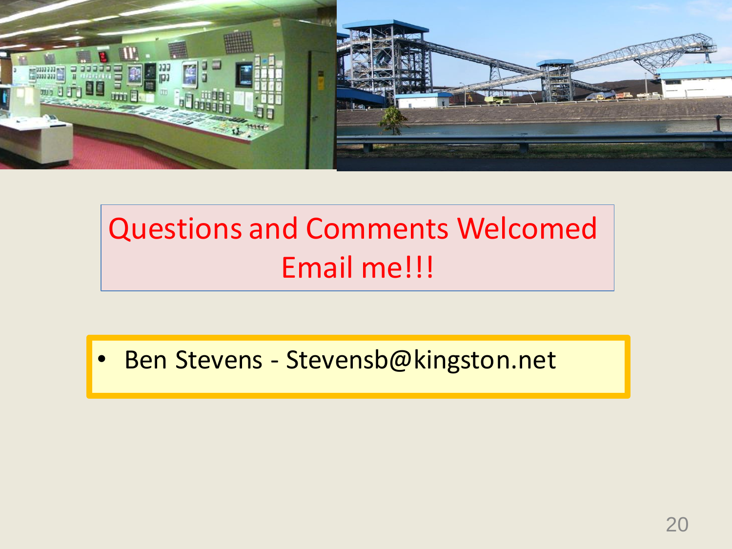Questions and Comments Welcomed
Email me!!!

- Ben Stevens - Stevensb@kingston.net